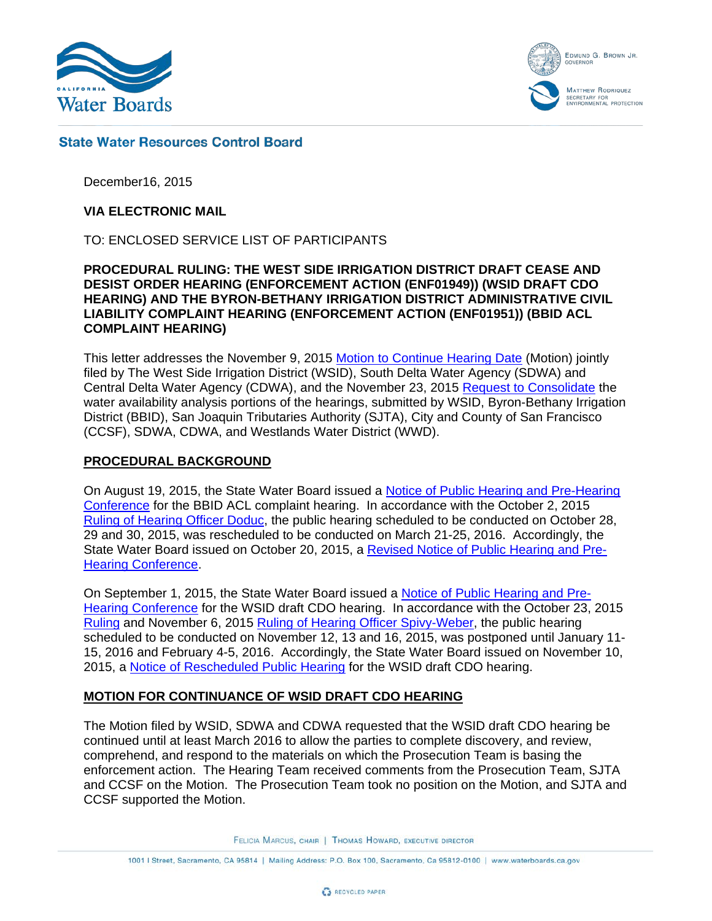**State Water Resources Control Board**

December16, 2015

**VIA ELECTRONIC MAIL**

TO: ENCLOSED SERVICE LIST OF PARTICIPANTS

**PROCEDURAL RULING: THE WEST SIDE IRRIGATION DISTRICT DRAFT CEASE AND DESIST ORDER HEARING (ENFORCEMENT ACTION (ENF01949)) (WSID DRAFT CDO HEARING) AND THE BYRON-BETHANY IRRIGATION DISTRICT ADMINISTRATIVE CIVIL LIABILITY COMPLAINT HEARING (ENFORCEMENT ACTION (ENF01951)) (BBID ACL COMPLAINT HEARING)**

This letter addresses the November 9, 2015 Motion to Continue Hearing Date (Motion) jointly filed by The West Side Irrigation District (WSID), South Delta Water Agency (SDWA) and Central Delta Water Agency (CDWA), and the November 23, 2015 Request to Consolidate the water availability analysis portions of the hearings, submitted by WSID, Byron-Bethany Irrigation District (BBID), San Joaquin Tributaries Authority (SJTA), City and County of San Francisco (CCSF), SDWA, CDWA, and Westlands Water District (WWD).

## PROCEDURAL BACKGROUND

On August 19, 2015, the State Water Board issued a Notice of Public Hearing and Pre-Hearing Conference for the BBID ACL complaint hearing. In accordance with the October 2, 2015 Ruling of Hearing Officer Doduc, the public hearing scheduled to be conducted on October 28, 29 and 30, 2015, was rescheduled to be conducted on March 21-25, 2016. Accordingly, the State Water Board issued on October 20, 2015, a Revised Notice of Public Hearing and Pre-Hearing Conference.

On September 1, 2015, the State Water Board issued a Notice of Public Hearing and Pre-Hearing Conference for the WSID draft CDO hearing. In accordance with the October 23, 2015 Ruling and November 6, 2015 Ruling of Hearing Officer Spivy-Weber, the public hearing scheduled to be conducted on November 12, 13 and 16, 2015, was postponed until January 11-15, 2016 and February 4-5, 2016. Accordingly, the State Water Board issued on November 10, 2015, a Notice of Rescheduled Public Hearing for the WSID draft CDO hearing.

## MOTION FOR CONTINUANCE OF WSID DRAFT CDO HEARING

The Motion filed by WSID, SDWA and CDWA requested that the WSID draft CDO hearing be continued until at least March 2016 to allow the parties to complete discovery, and review, comprehend, and respond to the materials on which the Prosecution Team is basing the enforcement action. The Hearing Team received comments from the Prosecution Team, SJTA and CCSF on the Motion. The Prosecution Team took no position on the Motion, and SJTA and CCSF supported the Motion.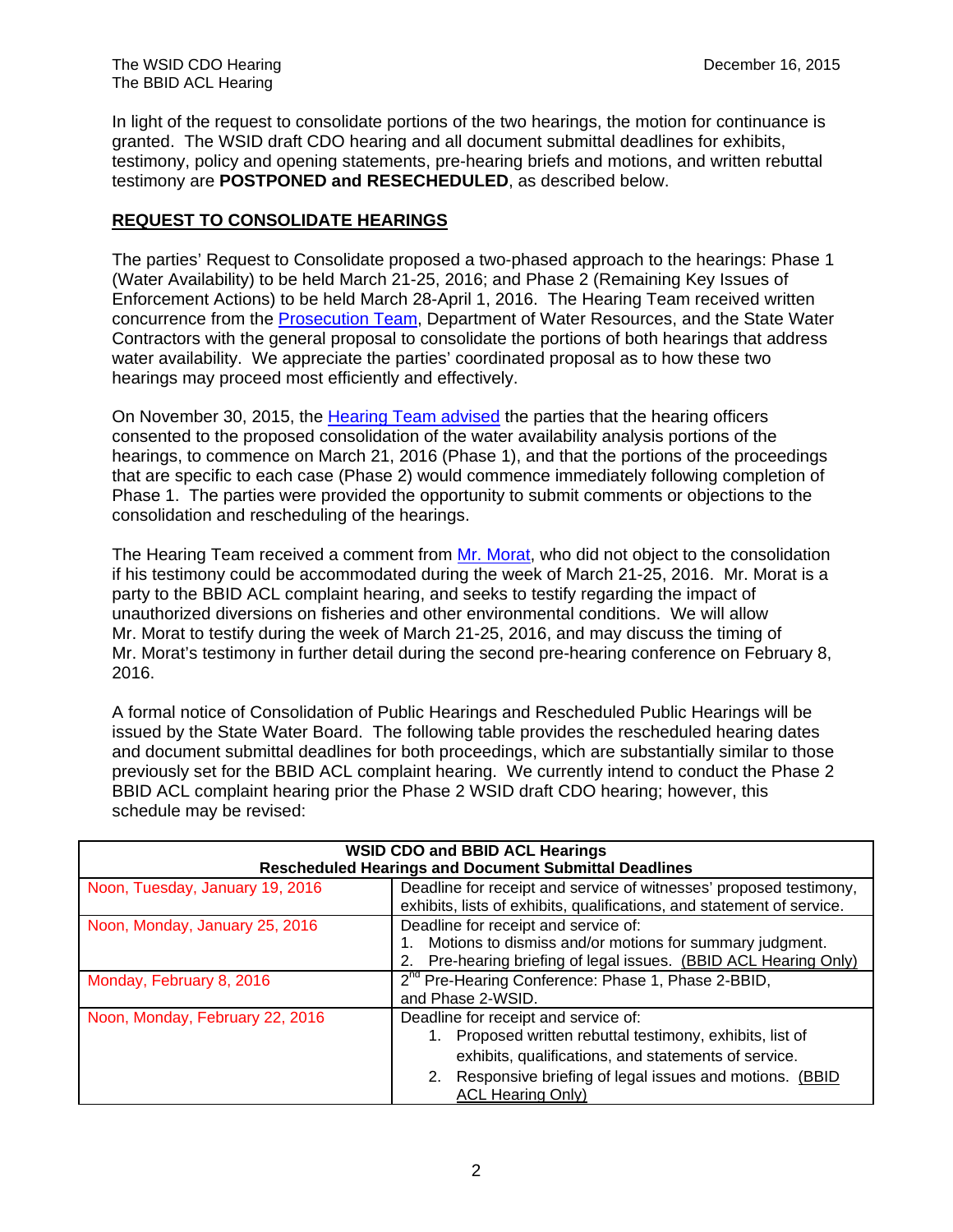In light of the request to consolidate portions of the two hearings, the motion for continuance is granted. The WSID draft CDO hearing and all document submittal deadlines for exhibits, testimony, policy and opening statements, pre-hearing briefs and motions, and written rebuttal testimony are **POSTPONED and RESECHEDULED**, as described below.

## REQUEST TO CONSOLIDATE HEARINGS

The parties' Request to Consolidate proposed a two-phased approach to the hearings: Phase 1 (Water Availability) to be held March 21-25, 2016; and Phase 2 (Remaining Key Issues of Enforcement Actions) to be held March 28-April 1, 2016. The Hearing Team received written concurrence from the Prosecution Team, Department of Water Resources, and the State Water Contractors with the general proposal to consolidate the portions of both hearings that address water availability. We appreciate the parties' coordinated proposal as to how these two hearings may proceed most efficiently and effectively.

On November 30, 2015, the Hearing Team advised the parties that the hearing officers consented to the proposed consolidation of the water availability analysis portions of the hearings, to commence on March 21, 2016 (Phase 1), and that the portions of the proceedings that are specific to each case (Phase 2) would commence immediately following completion of Phase 1. The parties were provided the opportunity to submit comments or objections to the consolidation and rescheduling of the hearings.

The Hearing Team received a comment from Mr. Morat, who did not object to the consolidation if his testimony could be accommodated during the week of March 21-25, 2016. Mr. Morat is a party to the BBID ACL complaint hearing, and seeks to testify regarding the impact of unauthorized diversions on fisheries and other environmental conditions. We will allow Mr. Morat to testify during the week of March 21-25, 2016, and may discuss the timing of Mr. Morat's testimony in further detail during the second pre-hearing conference on February 8, 2016.

A formal notice of Consolidation of Public Hearings and Rescheduled Public Hearings will be issued by the State Water Board. The following table provides the rescheduled hearing dates and document submittal deadlines for both proceedings, which are substantially similar to those previously set for the BBID ACL complaint hearing. We currently intend to conduct the Phase 2 BBID ACL complaint hearing prior the Phase 2 WSID draft CDO hearing; however, this schedule may be revised:

| **WSID CDO and BBID ACL Hearings**<br>**Rescheduled Hearings and Document Submittal Deadlines** | |
|---|---|
| Noon, Tuesday, January 19, 2016 | Deadline for receipt and service of witnesses' proposed testimony, exhibits, lists of exhibits, qualifications, and statement of service. |
| Noon, Monday, January 25, 2016 | Deadline for receipt and service of:<br>1. Motions to dismiss and/or motions for summary judgment.<br>2. Pre-hearing briefing of legal issues. (BBID ACL Hearing Only) |
| Monday, February 8, 2016 | 2nd Pre-Hearing Conference: Phase 1, Phase 2-BBID, and Phase 2-WSID. |
| Noon, Monday, February 22, 2016 | Deadline for receipt and service of:<br>1. Proposed written rebuttal testimony, exhibits, list of exhibits, qualifications, and statements of service.<br>2. Responsive briefing of legal issues and motions. (BBID ACL Hearing Only) |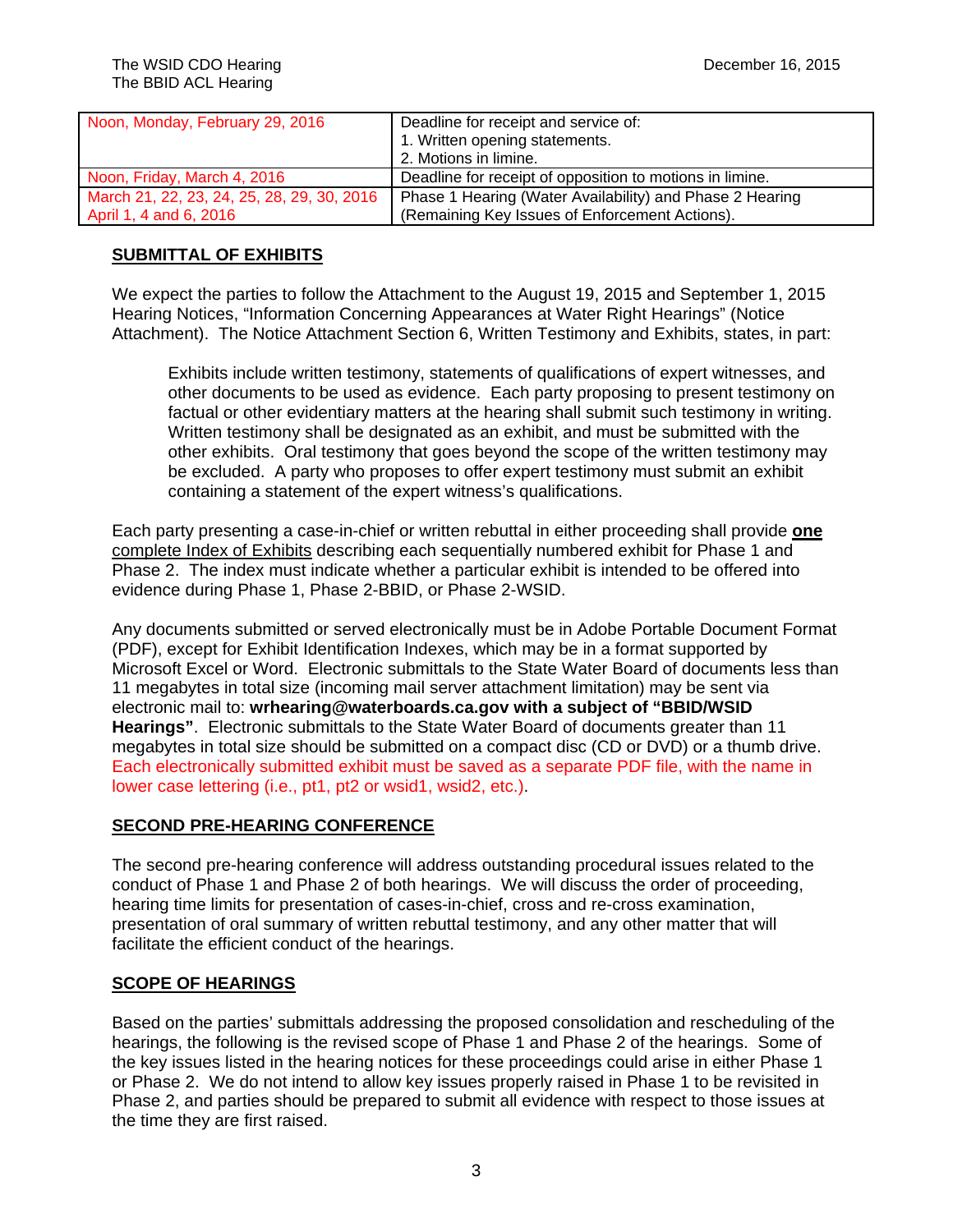| Noon, Monday, February 29, 2016 | Deadline for receipt and service of:<br>1. Written opening statements.<br>2. Motions in limine. |
|---|---|
| Noon, Friday, March 4, 2016 | Deadline for receipt of opposition to motions in limine. |
| March 21, 22, 23, 24, 25, 28, 29, 30, 2016<br>April 1, 4 and 6, 2016 | Phase 1 Hearing (Water Availability) and Phase 2 Hearing (Remaining Key Issues of Enforcement Actions). |

## SUBMITTAL OF EXHIBITS

We expect the parties to follow the Attachment to the August 19, 2015 and September 1, 2015 Hearing Notices, "Information Concerning Appearances at Water Right Hearings" (Notice Attachment). The Notice Attachment Section 6, Written Testimony and Exhibits, states, in part:

> Exhibits include written testimony, statements of qualifications of expert witnesses, and other documents to be used as evidence. Each party proposing to present testimony on factual or other evidentiary matters at the hearing shall submit such testimony in writing. Written testimony shall be designated as an exhibit, and must be submitted with the other exhibits. Oral testimony that goes beyond the scope of the written testimony may be excluded. A party who proposes to offer expert testimony must submit an exhibit containing a statement of the expert witness's qualifications.

Each party presenting a case-in-chief or written rebuttal in either proceeding shall provide **one** complete Index of Exhibits describing each sequentially numbered exhibit for Phase 1 and Phase 2. The index must indicate whether a particular exhibit is intended to be offered into evidence during Phase 1, Phase 2-BBID, or Phase 2-WSID.

Any documents submitted or served electronically must be in Adobe Portable Document Format (PDF), except for Exhibit Identification Indexes, which may be in a format supported by Microsoft Excel or Word. Electronic submittals to the State Water Board of documents less than 11 megabytes in total size (incoming mail server attachment limitation) may be sent via electronic mail to: **wrhearing@waterboards.ca.gov with a subject of "BBID/WSID Hearings"**. Electronic submittals to the State Water Board of documents greater than 11 megabytes in total size should be submitted on a compact disc (CD or DVD) or a thumb drive. Each electronically submitted exhibit must be saved as a separate PDF file, with the name in lower case lettering (i.e., pt1, pt2 or wsid1, wsid2, etc.).

## SECOND PRE-HEARING CONFERENCE

The second pre-hearing conference will address outstanding procedural issues related to the conduct of Phase 1 and Phase 2 of both hearings. We will discuss the order of proceeding, hearing time limits for presentation of cases-in-chief, cross and re-cross examination, presentation of oral summary of written rebuttal testimony, and any other matter that will facilitate the efficient conduct of the hearings.

## SCOPE OF HEARINGS

Based on the parties' submittals addressing the proposed consolidation and rescheduling of the hearings, the following is the revised scope of Phase 1 and Phase 2 of the hearings. Some of the key issues listed in the hearing notices for these proceedings could arise in either Phase 1 or Phase 2. We do not intend to allow key issues properly raised in Phase 1 to be revisited in Phase 2, and parties should be prepared to submit all evidence with respect to those issues at the time they are first raised.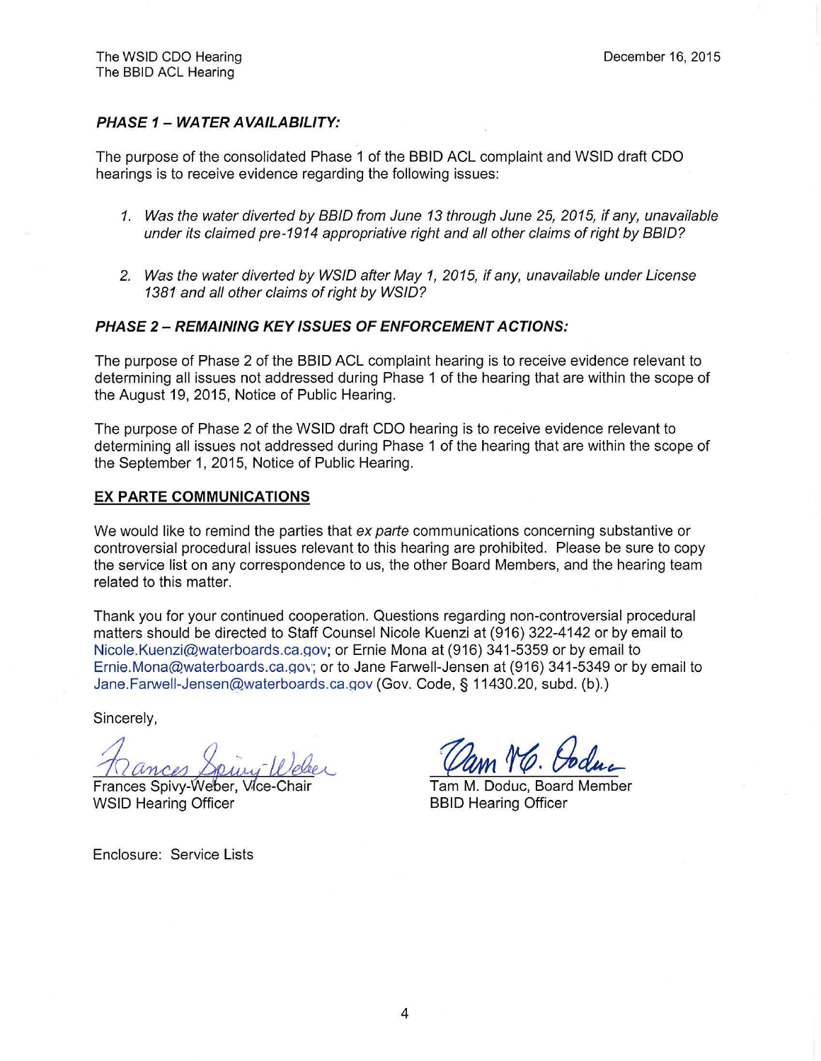### *PHASE 1 – WATER AVAILABILITY:*

The purpose of the consolidated Phase 1 of the BBID ACL complaint and WSID draft CDO hearings is to receive evidence regarding the following issues:

1. *Was the water diverted by BBID from June 13 through June 25, 2015, if any, unavailable under its claimed pre-1914 appropriative right and all other claims of right by BBID?*

2. *Was the water diverted by WSID after May 1, 2015, if any, unavailable under License 1381 and all other claims of right by WSID?*

### *PHASE 2 – REMAINING KEY ISSUES OF ENFORCEMENT ACTIONS:*

The purpose of Phase 2 of the BBID ACL complaint hearing is to receive evidence relevant to determining all issues not addressed during Phase 1 of the hearing that are within the scope of the August 19, 2015, Notice of Public Hearing.

The purpose of Phase 2 of the WSID draft CDO hearing is to receive evidence relevant to determining all issues not addressed during Phase 1 of the hearing that are within the scope of the September 1, 2015, Notice of Public Hearing.

### EX PARTE COMMUNICATIONS

We would like to remind the parties that *ex parte* communications concerning substantive or controversial procedural issues relevant to this hearing are prohibited. Please be sure to copy the service list on any correspondence to us, the other Board Members, and the hearing team related to this matter.

Thank you for your continued cooperation. Questions regarding non-controversial procedural matters should be directed to Staff Counsel Nicole Kuenzi at (916) 322-4142 or by email to Nicole.Kuenzi@waterboards.ca.gov; or Ernie Mona at (916) 341-5359 or by email to Ernie.Mona@waterboards.ca.gov; or to Jane Farwell-Jensen at (916) 341-5349 or by email to Jane.Farwell-Jensen@waterboards.ca.gov (Gov. Code, § 11430.20, subd. (b).)

Sincerely,

Frances Spivy-Weber, Vice-Chair
WSID Hearing Officer

Tam M. Doduc, Board Member
BBID Hearing Officer

Enclosure: Service Lists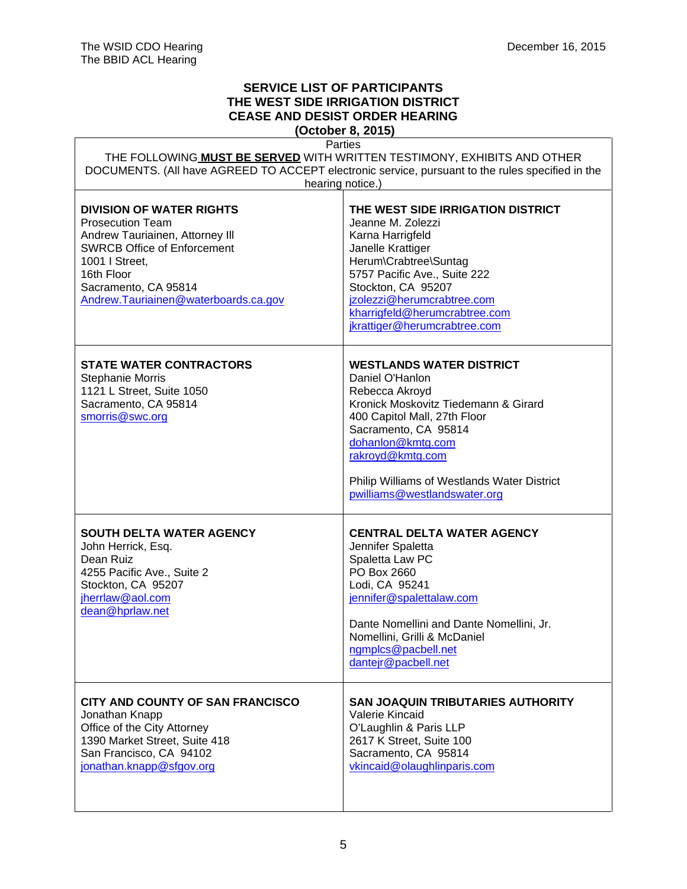## SERVICE LIST OF PARTICIPANTS THE WEST SIDE IRRIGATION DISTRICT CEASE AND DESIST ORDER HEARING (October 8, 2015)

| Parties | |
|---|---|
| THE FOLLOWING **MUST BE SERVED** WITH WRITTEN TESTIMONY, EXHIBITS AND OTHER DOCUMENTS. (All have AGREED TO ACCEPT electronic service, pursuant to the rules specified in the hearing notice.) | |
| **DIVISION OF WATER RIGHTS**<br>Prosecution Team<br>Andrew Tauriainen, Attorney III<br>SWRCB Office of Enforcement<br>1001 I Street,<br>16th Floor<br>Sacramento, CA 95814<br>Andrew.Tauriainen@waterboards.ca.gov | **THE WEST SIDE IRRIGATION DISTRICT**<br>Jeanne M. Zolezzi<br>Karna Harrigfeld<br>Janelle Krattiger<br>Herum\Crabtree\Suntag<br>5757 Pacific Ave., Suite 222<br>Stockton, CA 95207<br>jzolezzi@herumcrabtree.com<br>kharrigfeld@herumcrabtree.com<br>jkrattiger@herumcrabtree.com |
| **STATE WATER CONTRACTORS**<br>Stephanie Morris<br>1121 L Street, Suite 1050<br>Sacramento, CA 95814<br>smorris@swc.org | **WESTLANDS WATER DISTRICT**<br>Daniel O'Hanlon<br>Rebecca Akroyd<br>Kronick Moskovitz Tiedemann & Girard<br>400 Capitol Mall, 27th Floor<br>Sacramento, CA 95814<br>dohanlon@kmtg.com<br>rakroyd@kmtg.com<br><br>Philip Williams of Westlands Water District<br>pwilliams@westlandswater.org |
| **SOUTH DELTA WATER AGENCY**<br>John Herrick, Esq.<br>Dean Ruiz<br>4255 Pacific Ave., Suite 2<br>Stockton, CA 95207<br>jherrlaw@aol.com<br>dean@hprlaw.net | **CENTRAL DELTA WATER AGENCY**<br>Jennifer Spaletta<br>Spaletta Law PC<br>PO Box 2660<br>Lodi, CA 95241<br>jennifer@spalettalaw.com<br><br>Dante Nomellini and Dante Nomellini, Jr.<br>Nomellini, Grilli & McDaniel<br>ngmplcs@pacbell.net<br>dantejr@pacbell.net |
| **CITY AND COUNTY OF SAN FRANCISCO**<br>Jonathan Knapp<br>Office of the City Attorney<br>1390 Market Street, Suite 418<br>San Francisco, CA 94102<br>jonathan.knapp@sfgov.org | **SAN JOAQUIN TRIBUTARIES AUTHORITY**<br>Valerie Kincaid<br>O'Laughlin & Paris LLP<br>2617 K Street, Suite 100<br>Sacramento, CA 95814<br>vkincaid@olaughlinparis.com |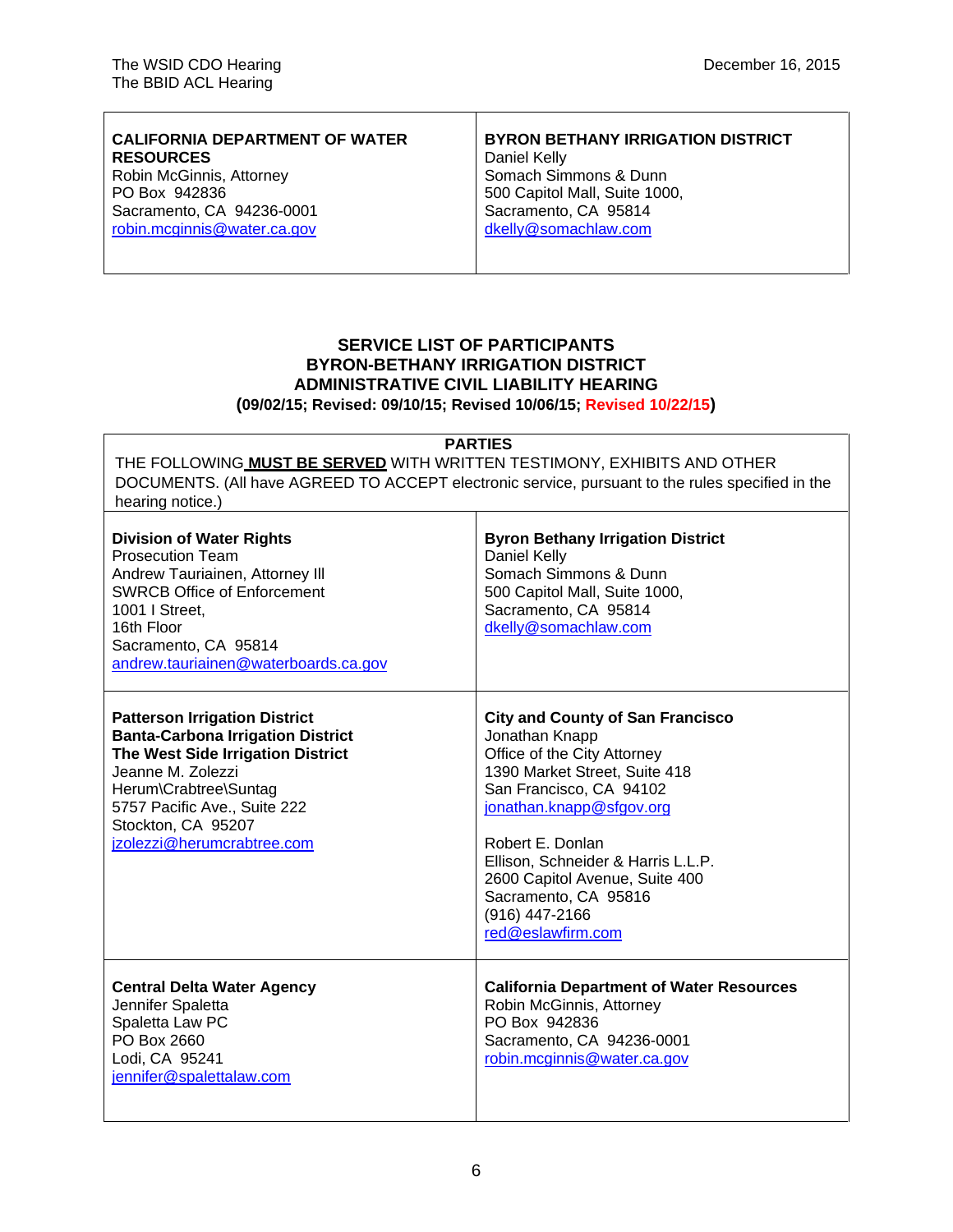| CALIFORNIA DEPARTMENT OF WATER RESOURCES | BYRON BETHANY IRRIGATION DISTRICT |
|---|---|
| Robin McGinnis, Attorney<br>PO Box 942836<br>Sacramento, CA 94236-0001<br>robin.mcginnis@water.ca.gov | Daniel Kelly<br>Somach Simmons & Dunn<br>500 Capitol Mall, Suite 1000,<br>Sacramento, CA 95814<br>dkelly@somachlaw.com |

**SERVICE LIST OF PARTICIPANTS**
**BYRON-BETHANY IRRIGATION DISTRICT**
**ADMINISTRATIVE CIVIL LIABILITY HEARING**
**(09/02/15; Revised: 09/10/15; Revised 10/06/15; Revised 10/22/15)**

**PARTIES**

THE FOLLOWING **MUST BE SERVED** WITH WRITTEN TESTIMONY, EXHIBITS AND OTHER DOCUMENTS. (All have AGREED TO ACCEPT electronic service, pursuant to the rules specified in the hearing notice.)

| | |
|---|---|
| **Division of Water Rights**<br>Prosecution Team<br>Andrew Tauriainen, Attorney III<br>SWRCB Office of Enforcement<br>1001 I Street,<br>16th Floor<br>Sacramento, CA 95814<br>andrew.tauriainen@waterboards.ca.gov | **Byron Bethany Irrigation District**<br>Daniel Kelly<br>Somach Simmons & Dunn<br>500 Capitol Mall, Suite 1000,<br>Sacramento, CA 95814<br>dkelly@somachlaw.com |
| **Patterson Irrigation District**<br>**Banta-Carbona Irrigation District**<br>**The West Side Irrigation District**<br>Jeanne M. Zolezzi<br>Herum\Crabtree\Suntag<br>5757 Pacific Ave., Suite 222<br>Stockton, CA 95207<br>jzolezzi@herumcrabtree.com | **City and County of San Francisco**<br>Jonathan Knapp<br>Office of the City Attorney<br>1390 Market Street, Suite 418<br>San Francisco, CA 94102<br>jonathan.knapp@sfgov.org<br><br>Robert E. Donlan<br>Ellison, Schneider & Harris L.L.P.<br>2600 Capitol Avenue, Suite 400<br>Sacramento, CA 95816<br>(916) 447-2166<br>red@eslawfirm.com |
| **Central Delta Water Agency**<br>Jennifer Spaletta<br>Spaletta Law PC<br>PO Box 2660<br>Lodi, CA 95241<br>jennifer@spalettalaw.com | **California Department of Water Resources**<br>Robin McGinnis, Attorney<br>PO Box 942836<br>Sacramento, CA 94236-0001<br>robin.mcginnis@water.ca.gov |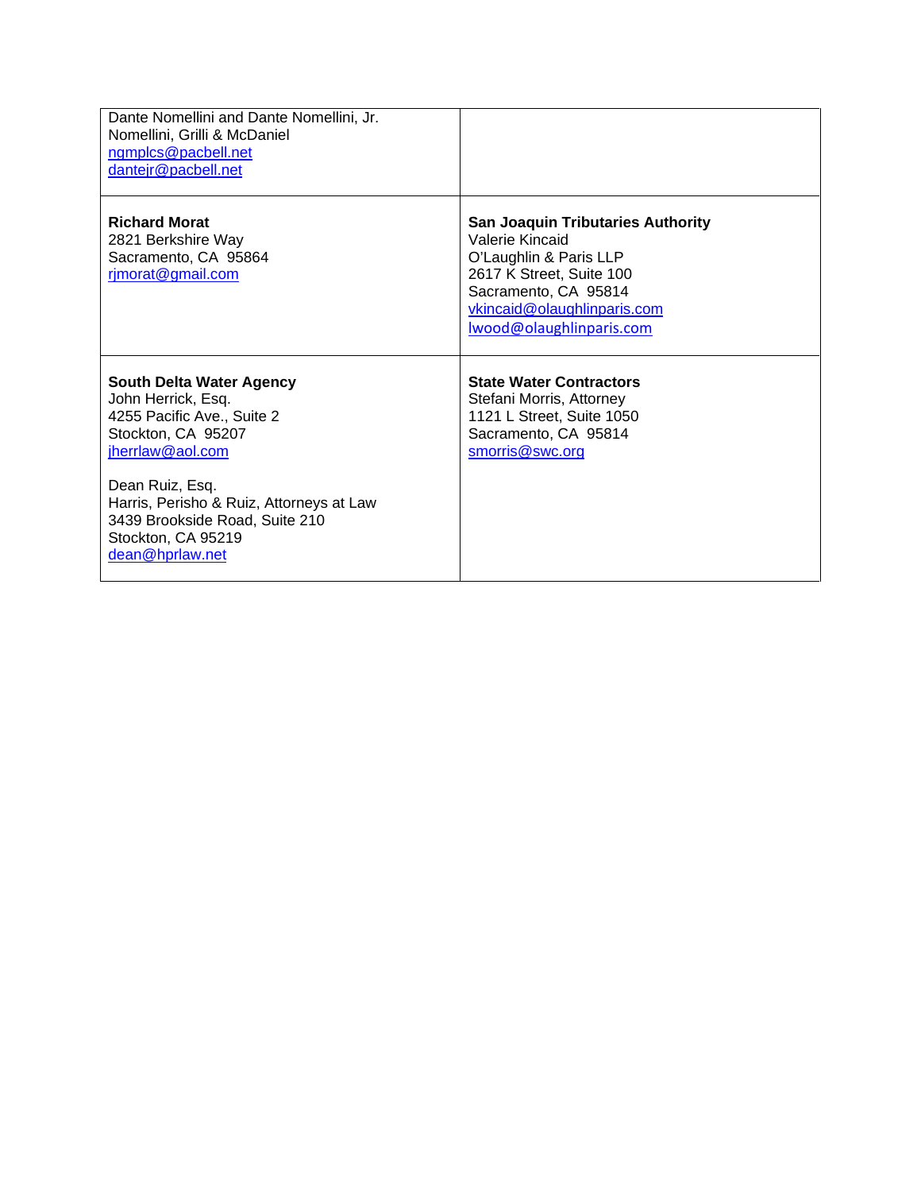| | |
|---|---|
| Dante Nomellini and Dante Nomellini, Jr.<br>Nomellini, Grilli & McDaniel<br>ngmplcs@pacbell.net<br>dantejr@pacbell.net | |
| **Richard Morat**<br>2821 Berkshire Way<br>Sacramento, CA 95864<br>rjmorat@gmail.com | **San Joaquin Tributaries Authority**<br>Valerie Kincaid<br>O'Laughlin & Paris LLP<br>2617 K Street, Suite 100<br>Sacramento, CA 95814<br>vkincaid@olaughlinparis.com<br>lwood@olaughlinparis.com |
| **South Delta Water Agency**<br>John Herrick, Esq.<br>4255 Pacific Ave., Suite 2<br>Stockton, CA 95207<br>jherrlaw@aol.com<br><br>Dean Ruiz, Esq.<br>Harris, Perisho & Ruiz, Attorneys at Law<br>3439 Brookside Road, Suite 210<br>Stockton, CA 95219<br>dean@hprlaw.net | **State Water Contractors**<br>Stefani Morris, Attorney<br>1121 L Street, Suite 1050<br>Sacramento, CA 95814<br>smorris@swc.org |